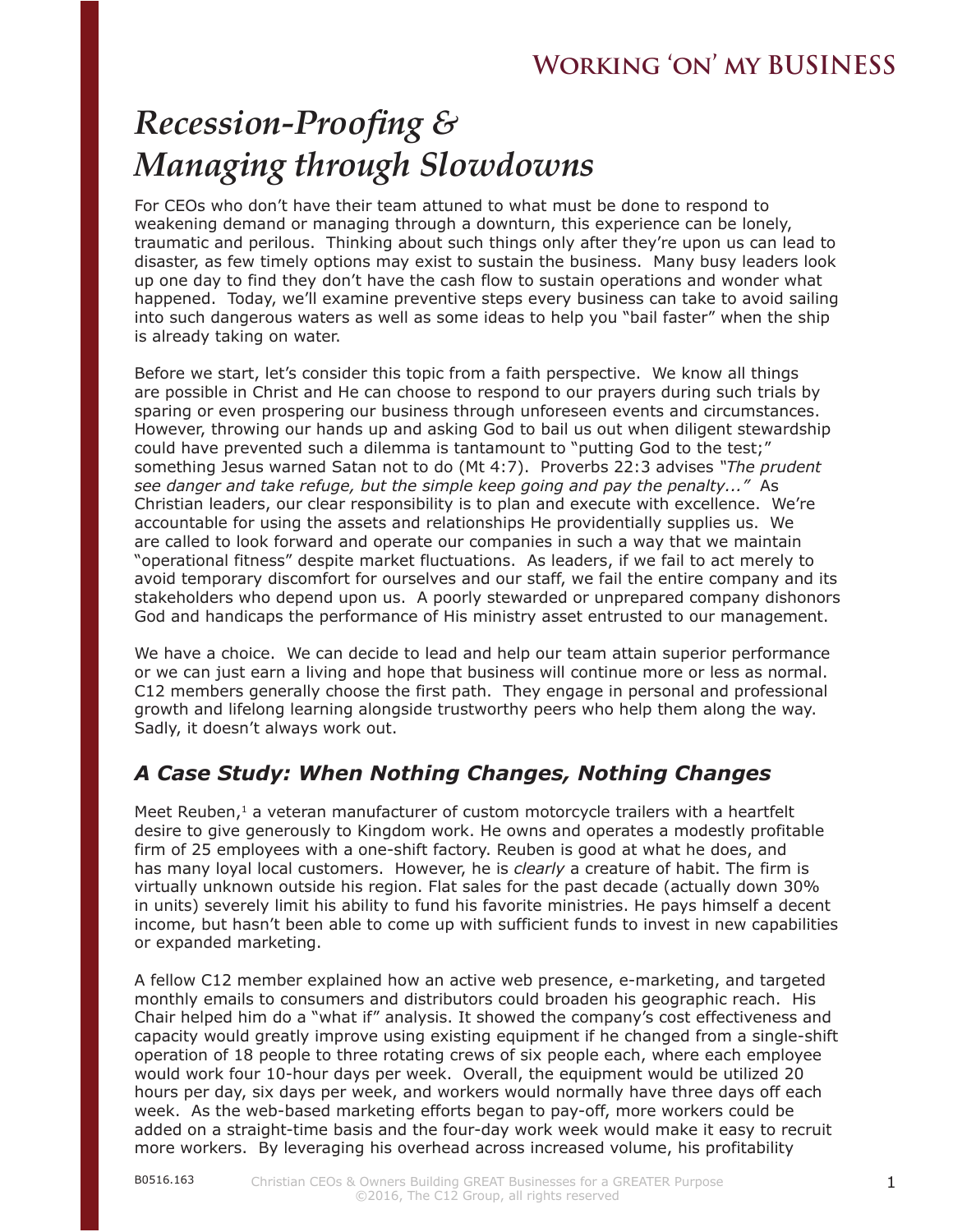# Recession-Proofing & Managing through Slowdowns

For CEOs who don't have their team attuned to what must be done to respond to weakening demand or managing through a downturn, this experience can be lonely, traumatic and perilous. Thinking about such things only after they're upon us can lead to disaster, as few timely options may exist to sustain the business. Many busy leaders look up one day to find they don't have the cash flow to sustain operations and wonder what happened. Today, we'll examine preventive steps every business can take to avoid sailing into such dangerous waters as well as some ideas to help you "bail faster" when the ship is already taking on water.

Before we start, let's consider this topic from a faith perspective. We know all things are possible in Christ and He can choose to respond to our prayers during such trials by sparing or even prospering our business through unforeseen events and circumstances. However, throwing our hands up and asking God to bail us out when diligent stewardship could have prevented such a dilemma is tantamount to "putting God to the test;" something Jesus warned Satan not to do (Mt 4:7). Proverbs 22:3 advises *"The prudent see danger and take refuge, but the simple keep going and pay the penalty..."* As Christian leaders, our clear responsibility is to plan and execute with excellence. We're accountable for using the assets and relationships He providentially supplies us. We are called to look forward and operate our companies in such a way that we maintain "operational fitness" despite market fluctuations. As leaders, if we fail to act merely to avoid temporary discomfort for ourselves and our staff, we fail the entire company and its stakeholders who depend upon us. A poorly stewarded or unprepared company dishonors God and handicaps the performance of His ministry asset entrusted to our management.

We have a choice. We can decide to lead and help our team attain superior performance or we can just earn a living and hope that business will continue more or less as normal. C12 members generally choose the first path. They engage in personal and professional growth and lifelong learning alongside trustworthy peers who help them along the way. Sadly, it doesn't always work out.

## A Case Study: When Nothing Changes, Nothing Changes

Meet Reuben,[1] a veteran manufacturer of custom motorcycle trailers with a heartfelt desire to give generously to Kingdom work. He owns and operates a modestly profitable firm of 25 employees with a one-shift factory. Reuben is good at what he does, and has many loyal local customers. However, he is *clearly* a creature of habit. The firm is virtually unknown outside his region. Flat sales for the past decade (actually down 30% in units) severely limit his ability to fund his favorite ministries. He pays himself a decent income, but hasn't been able to come up with sufficient funds to invest in new capabilities or expanded marketing.

A fellow C12 member explained how an active web presence, e-marketing, and targeted monthly emails to consumers and distributors could broaden his geographic reach. His Chair helped him do a "what if" analysis. It showed the company's cost effectiveness and capacity would greatly improve using existing equipment if he changed from a single-shift operation of 18 people to three rotating crews of six people each, where each employee would work four 10-hour days per week. Overall, the equipment would be utilized 20 hours per day, six days per week, and workers would normally have three days off each week. As the web-based marketing efforts began to pay-off, more workers could be added on a straight-time basis and the four-day work week would make it easy to recruit more workers. By leveraging his overhead across increased volume, his profitability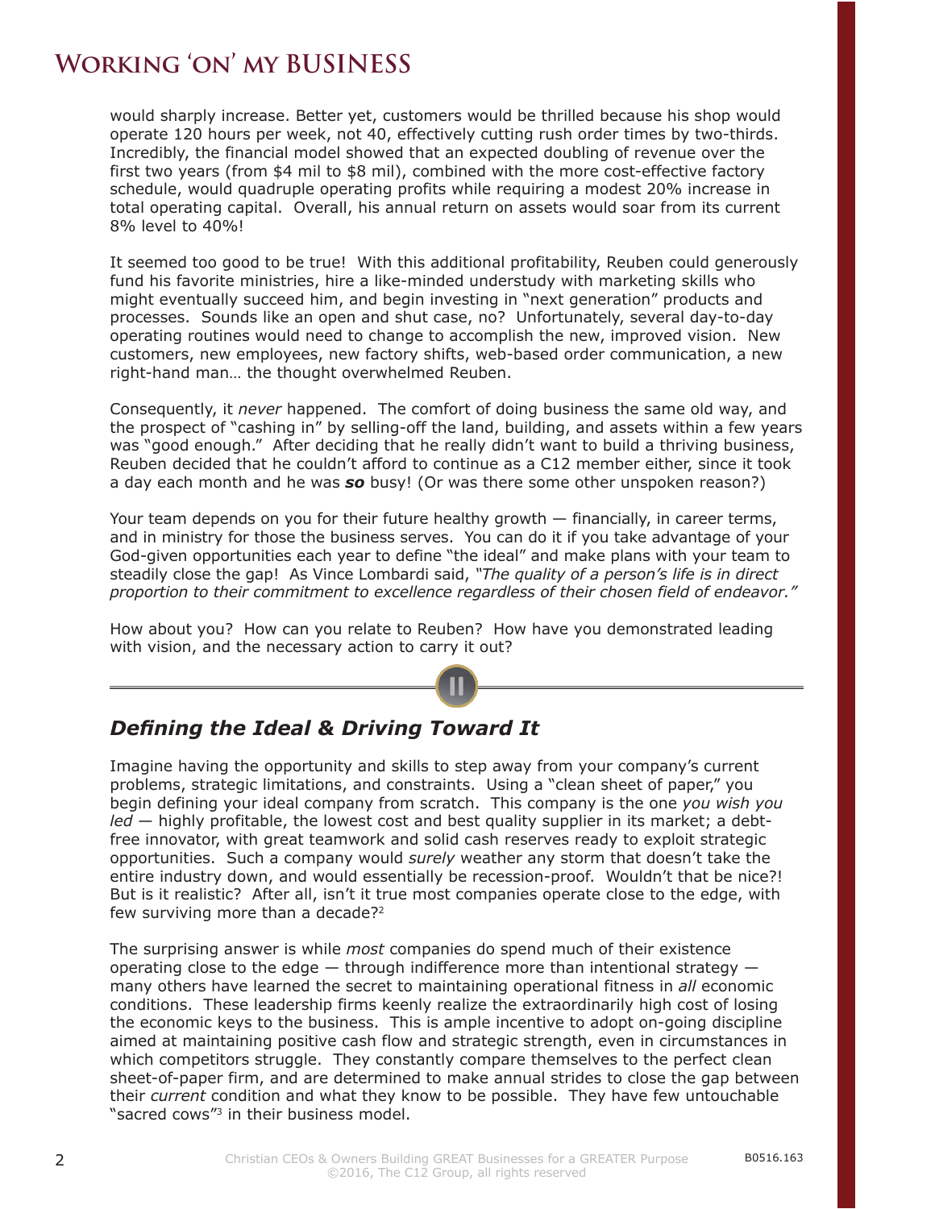would sharply increase. Better yet, customers would be thrilled because his shop would operate 120 hours per week, not 40, effectively cutting rush order times by two-thirds. Incredibly, the financial model showed that an expected doubling of revenue over the first two years (from $4 mil to $8 mil), combined with the more cost-effective factory schedule, would quadruple operating profits while requiring a modest 20% increase in total operating capital. Overall, his annual return on assets would soar from its current 8% level to 40%!

It seemed too good to be true! With this additional profitability, Reuben could generously fund his favorite ministries, hire a like-minded understudy with marketing skills who might eventually succeed him, and begin investing in "next generation" products and processes. Sounds like an open and shut case, no? Unfortunately, several day-to-day operating routines would need to change to accomplish the new, improved vision. New customers, new employees, new factory shifts, web-based order communication, a new right-hand man… the thought overwhelmed Reuben.

Consequently, it *never* happened. The comfort of doing business the same old way, and the prospect of "cashing in" by selling-off the land, building, and assets within a few years was "good enough." After deciding that he really didn't want to build a thriving business, Reuben decided that he couldn't afford to continue as a C12 member either, since it took a day each month and he was ***so*** busy! (Or was there some other unspoken reason?)

Your team depends on you for their future healthy growth — financially, in career terms, and in ministry for those the business serves. You can do it if you take advantage of your God-given opportunities each year to define "the ideal" and make plans with your team to steadily close the gap! As Vince Lombardi said, *"The quality of a person's life is in direct proportion to their commitment to excellence regardless of their chosen field of endeavor."*

How about you? How can you relate to Reuben? How have you demonstrated leading with vision, and the necessary action to carry it out?

---

## *Defining the Ideal & Driving Toward It*

Imagine having the opportunity and skills to step away from your company's current problems, strategic limitations, and constraints. Using a "clean sheet of paper," you begin defining your ideal company from scratch. This company is the one *you wish you led* — highly profitable, the lowest cost and best quality supplier in its market; a debt-free innovator, with great teamwork and solid cash reserves ready to exploit strategic opportunities. Such a company would *surely* weather any storm that doesn't take the entire industry down, and would essentially be recession-proof. Wouldn't that be nice?! But is it realistic? After all, isn't it true most companies operate close to the edge, with few surviving more than a decade?[2]

The surprising answer is while *most* companies do spend much of their existence operating close to the edge — through indifference more than intentional strategy — many others have learned the secret to maintaining operational fitness in *all* economic conditions. These leadership firms keenly realize the extraordinarily high cost of losing the economic keys to the business. This is ample incentive to adopt on-going discipline aimed at maintaining positive cash flow and strategic strength, even in circumstances in which competitors struggle. They constantly compare themselves to the perfect clean sheet-of-paper firm, and are determined to make annual strides to close the gap between their *current* condition and what they know to be possible. They have few untouchable "sacred cows"[3] in their business model.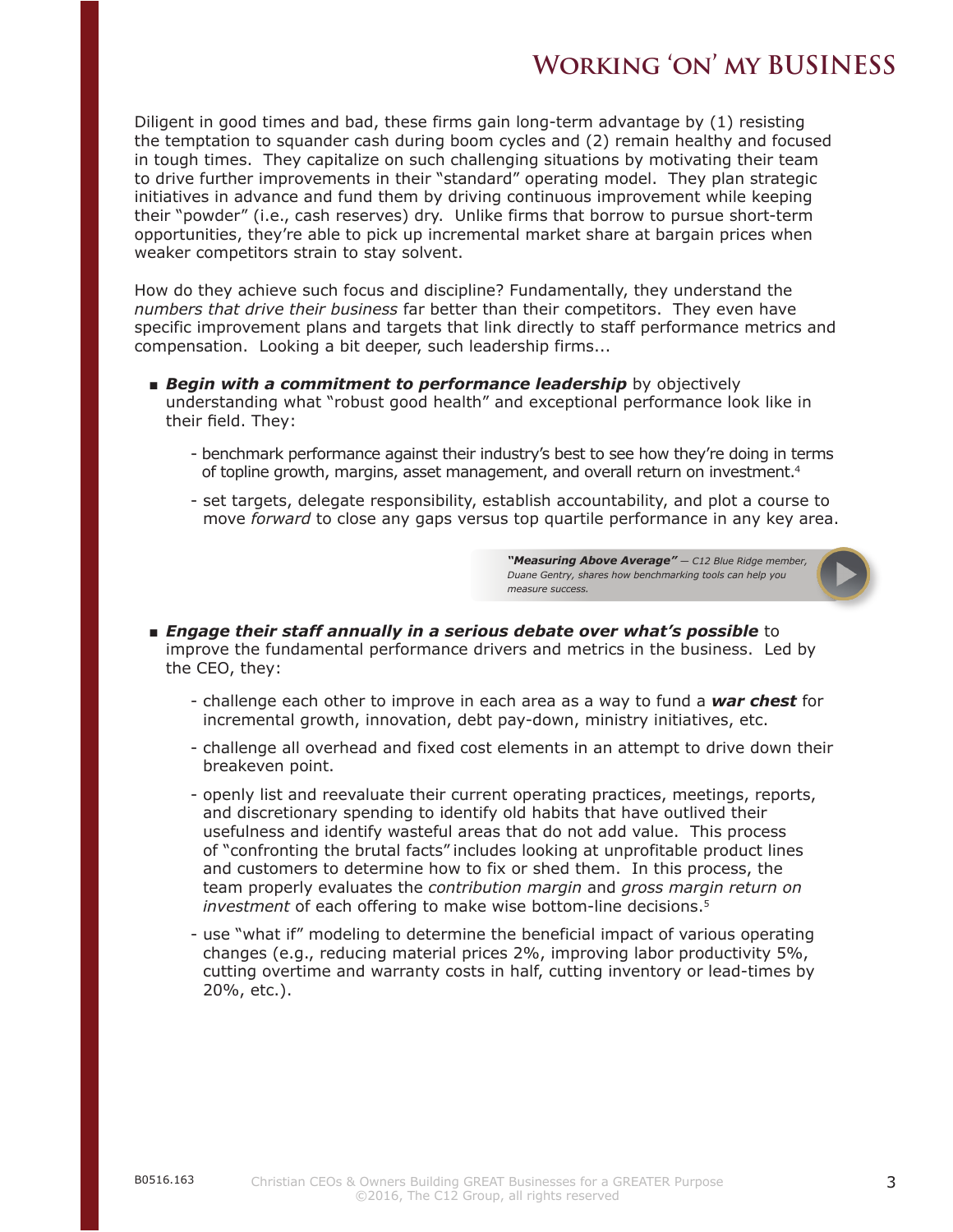Diligent in good times and bad, these firms gain long-term advantage by (1) resisting the temptation to squander cash during boom cycles and (2) remain healthy and focused in tough times. They capitalize on such challenging situations by motivating their team to drive further improvements in their "standard" operating model. They plan strategic initiatives in advance and fund them by driving continuous improvement while keeping their "powder" (i.e., cash reserves) dry. Unlike firms that borrow to pursue short-term opportunities, they're able to pick up incremental market share at bargain prices when weaker competitors strain to stay solvent.

How do they achieve such focus and discipline? Fundamentally, they understand the *numbers that drive their business* far better than their competitors. They even have specific improvement plans and targets that link directly to staff performance metrics and compensation. Looking a bit deeper, such leadership firms...

- ***Begin with a commitment to performance leadership*** by objectively understanding what "robust good health" and exceptional performance look like in their field. They:
  - benchmark performance against their industry's best to see how they're doing in terms of topline growth, margins, asset management, and overall return on investment.[4]
  - set targets, delegate responsibility, establish accountability, and plot a course to move *forward* to close any gaps versus top quartile performance in any key area.

***"Measuring Above Average"*** *— C12 Blue Ridge member, Duane Gentry, shares how benchmarking tools can help you measure success.*

- ***Engage their staff annually in a serious debate over what's possible*** to improve the fundamental performance drivers and metrics in the business. Led by the CEO, they:
  - challenge each other to improve in each area as a way to fund a ***war chest*** for incremental growth, innovation, debt pay-down, ministry initiatives, etc.
  - challenge all overhead and fixed cost elements in an attempt to drive down their breakeven point.
  - openly list and reevaluate their current operating practices, meetings, reports, and discretionary spending to identify old habits that have outlived their usefulness and identify wasteful areas that do not add value. This process of "confronting the brutal facts" includes looking at unprofitable product lines and customers to determine how to fix or shed them. In this process, the team properly evaluates the *contribution margin* and *gross margin return on investment* of each offering to make wise bottom-line decisions.[5]
  - use "what if" modeling to determine the beneficial impact of various operating changes (e.g., reducing material prices 2%, improving labor productivity 5%, cutting overtime and warranty costs in half, cutting inventory or lead-times by 20%, etc.).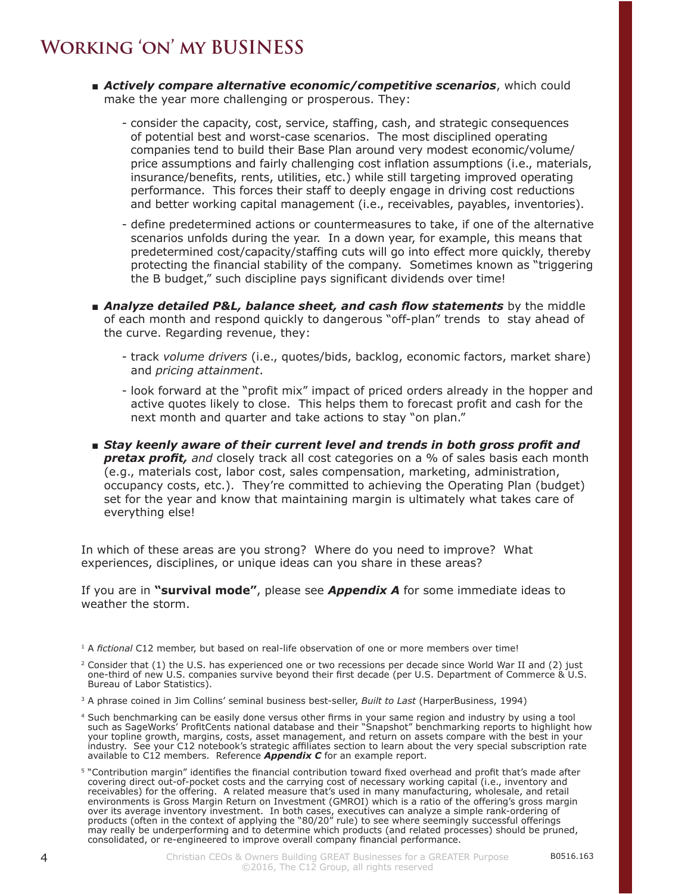# Working 'on' my BUSINESS

- ***Actively compare alternative economic/competitive scenarios***, which could make the year more challenging or prosperous. They:
  - consider the capacity, cost, service, staffing, cash, and strategic consequences of potential best and worst-case scenarios. The most disciplined operating companies tend to build their Base Plan around very modest economic/volume/price assumptions and fairly challenging cost inflation assumptions (i.e., materials, insurance/benefits, rents, utilities, etc.) while still targeting improved operating performance. This forces their staff to deeply engage in driving cost reductions and better working capital management (i.e., receivables, payables, inventories).
  - define predetermined actions or countermeasures to take, if one of the alternative scenarios unfolds during the year. In a down year, for example, this means that predetermined cost/capacity/staffing cuts will go into effect more quickly, thereby protecting the financial stability of the company. Sometimes known as "triggering the B budget," such discipline pays significant dividends over time!

- ***Analyze detailed P&L, balance sheet, and cash flow statements*** by the middle of each month and respond quickly to dangerous "off-plan" trends to stay ahead of the curve. Regarding revenue, they:
  - track *volume drivers* (i.e., quotes/bids, backlog, economic factors, market share) and *pricing attainment*.
  - look forward at the "profit mix" impact of priced orders already in the hopper and active quotes likely to close. This helps them to forecast profit and cash for the next month and quarter and take actions to stay "on plan."

- ***Stay keenly aware of their current level and trends in both gross profit and pretax profit,*** *and* closely track all cost categories on a % of sales basis each month (e.g., materials cost, labor cost, sales compensation, marketing, administration, occupancy costs, etc.). They're committed to achieving the Operating Plan (budget) set for the year and know that maintaining margin is ultimately what takes care of everything else!

In which of these areas are you strong? Where do you need to improve? What experiences, disciplines, or unique ideas can you share in these areas?

If you are in **"survival mode"**, please see ***Appendix A*** for some immediate ideas to weather the storm.

---

[1] A *fictional* C12 member, but based on real-life observation of one or more members over time!

[2] Consider that (1) the U.S. has experienced one or two recessions per decade since World War II and (2) just one-third of new U.S. companies survive beyond their first decade (per U.S. Department of Commerce & U.S. Bureau of Labor Statistics).

[3] A phrase coined in Jim Collins' seminal business best-seller, *Built to Last* (HarperBusiness, 1994)

[4] Such benchmarking can be easily done versus other firms in your same region and industry by using a tool such as SageWorks' ProfitCents national database and their "Snapshot" benchmarking reports to highlight how your topline growth, margins, costs, asset management, and return on assets compare with the best in your industry. See your C12 notebook's strategic affiliates section to learn about the very special subscription rate available to C12 members. Reference ***Appendix C*** for an example report.

[5] "Contribution margin" identifies the financial contribution toward fixed overhead and profit that's made after covering direct out-of-pocket costs and the carrying cost of necessary working capital (i.e., inventory and receivables) for the offering. A related measure that's used in many manufacturing, wholesale, and retail environments is Gross Margin Return on Investment (GMROI) which is a ratio of the offering's gross margin over its average inventory investment. In both cases, executives can analyze a simple rank-ordering of products (often in the context of applying the "80/20" rule) to see where seemingly successful offerings may really be underperforming and to determine which products (and related processes) should be pruned, consolidated, or re-engineered to improve overall company financial performance.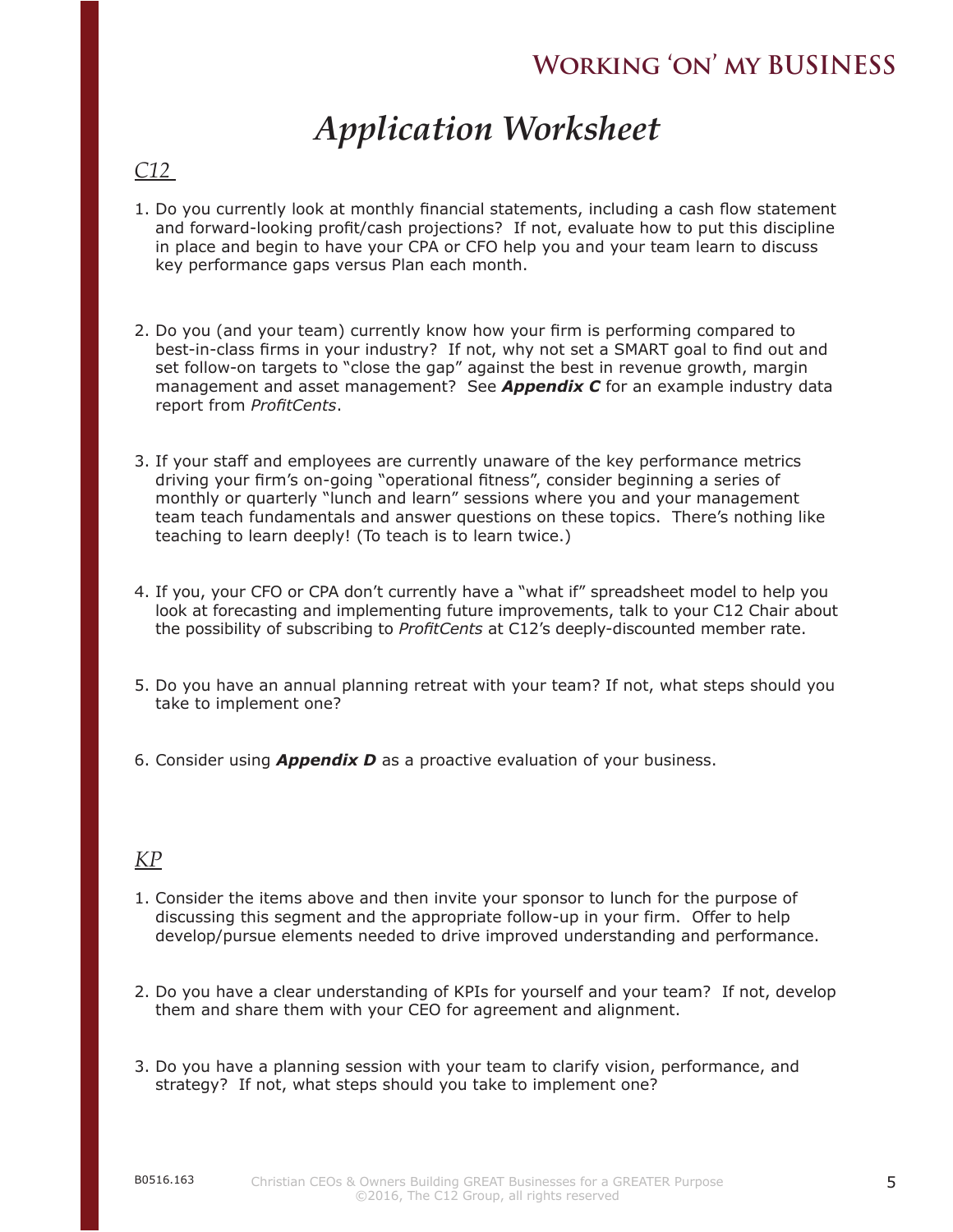# *Application Worksheet*

*C12*

1. Do you currently look at monthly financial statements, including a cash flow statement and forward-looking profit/cash projections? If not, evaluate how to put this discipline in place and begin to have your CPA or CFO help you and your team learn to discuss key performance gaps versus Plan each month.

2. Do you (and your team) currently know how your firm is performing compared to best-in-class firms in your industry? If not, why not set a SMART goal to find out and set follow-on targets to "close the gap" against the best in revenue growth, margin management and asset management? See ***Appendix C*** for an example industry data report from *ProfitCents*.

3. If your staff and employees are currently unaware of the key performance metrics driving your firm's on-going "operational fitness", consider beginning a series of monthly or quarterly "lunch and learn" sessions where you and your management team teach fundamentals and answer questions on these topics. There's nothing like teaching to learn deeply! (To teach is to learn twice.)

4. If you, your CFO or CPA don't currently have a "what if" spreadsheet model to help you look at forecasting and implementing future improvements, talk to your C12 Chair about the possibility of subscribing to *ProfitCents* at C12's deeply-discounted member rate.

5. Do you have an annual planning retreat with your team? If not, what steps should you take to implement one?

6. Consider using ***Appendix D*** as a proactive evaluation of your business.

*KP*

1. Consider the items above and then invite your sponsor to lunch for the purpose of discussing this segment and the appropriate follow-up in your firm. Offer to help develop/pursue elements needed to drive improved understanding and performance.

2. Do you have a clear understanding of KPIs for yourself and your team? If not, develop them and share them with your CEO for agreement and alignment.

3. Do you have a planning session with your team to clarify vision, performance, and strategy? If not, what steps should you take to implement one?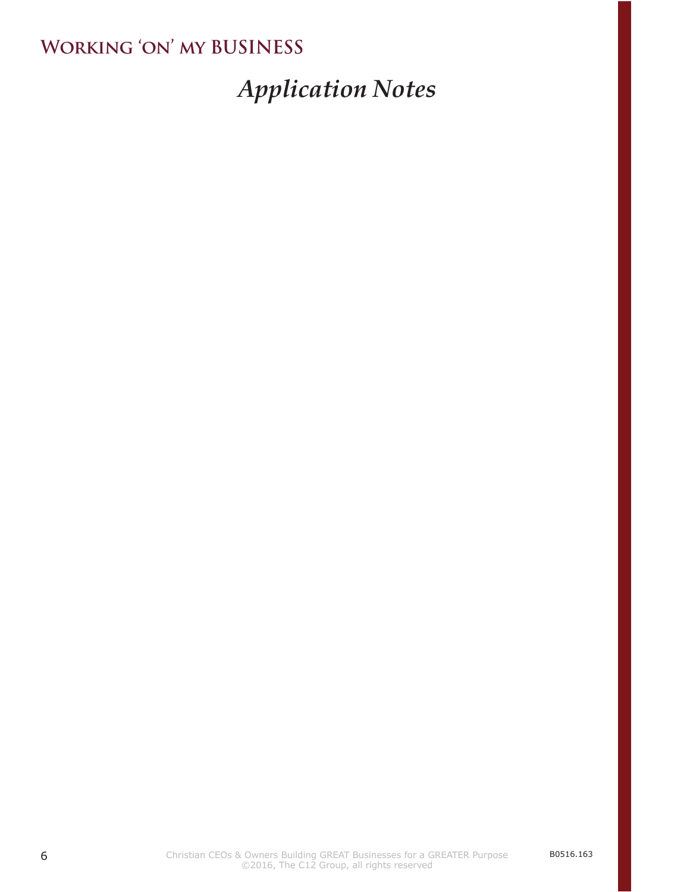## *Application Notes*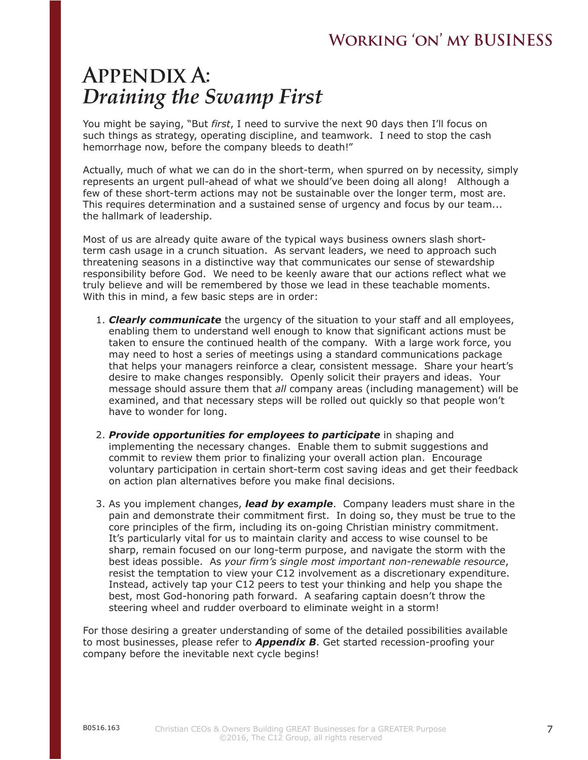# Appendix A: *Draining the Swamp First*

You might be saying, "But *first*, I need to survive the next 90 days then I'll focus on such things as strategy, operating discipline, and teamwork. I need to stop the cash hemorrhage now, before the company bleeds to death!"

Actually, much of what we can do in the short-term, when spurred on by necessity, simply represents an urgent pull-ahead of what we should've been doing all along! Although a few of these short-term actions may not be sustainable over the longer term, most are. This requires determination and a sustained sense of urgency and focus by our team... the hallmark of leadership.

Most of us are already quite aware of the typical ways business owners slash short-term cash usage in a crunch situation. As servant leaders, we need to approach such threatening seasons in a distinctive way that communicates our sense of stewardship responsibility before God. We need to be keenly aware that our actions reflect what we truly believe and will be remembered by those we lead in these teachable moments. With this in mind, a few basic steps are in order:

1. ***Clearly communicate*** the urgency of the situation to your staff and all employees, enabling them to understand well enough to know that significant actions must be taken to ensure the continued health of the company. With a large work force, you may need to host a series of meetings using a standard communications package that helps your managers reinforce a clear, consistent message. Share your heart's desire to make changes responsibly. Openly solicit their prayers and ideas. Your message should assure them that *all* company areas (including management) will be examined, and that necessary steps will be rolled out quickly so that people won't have to wonder for long.

2. ***Provide opportunities for employees to participate*** in shaping and implementing the necessary changes. Enable them to submit suggestions and commit to review them prior to finalizing your overall action plan. Encourage voluntary participation in certain short-term cost saving ideas and get their feedback on action plan alternatives before you make final decisions.

3. As you implement changes, ***lead by example***. Company leaders must share in the pain and demonstrate their commitment first. In doing so, they must be true to the core principles of the firm, including its on-going Christian ministry commitment. It's particularly vital for us to maintain clarity and access to wise counsel to be sharp, remain focused on our long-term purpose, and navigate the storm with the best ideas possible. As *your firm's single most important non-renewable resource*, resist the temptation to view your C12 involvement as a discretionary expenditure. Instead, actively tap your C12 peers to test your thinking and help you shape the best, most God-honoring path forward. A seafaring captain doesn't throw the steering wheel and rudder overboard to eliminate weight in a storm!

For those desiring a greater understanding of some of the detailed possibilities available to most businesses, please refer to ***Appendix B***. Get started recession-proofing your company before the inevitable next cycle begins!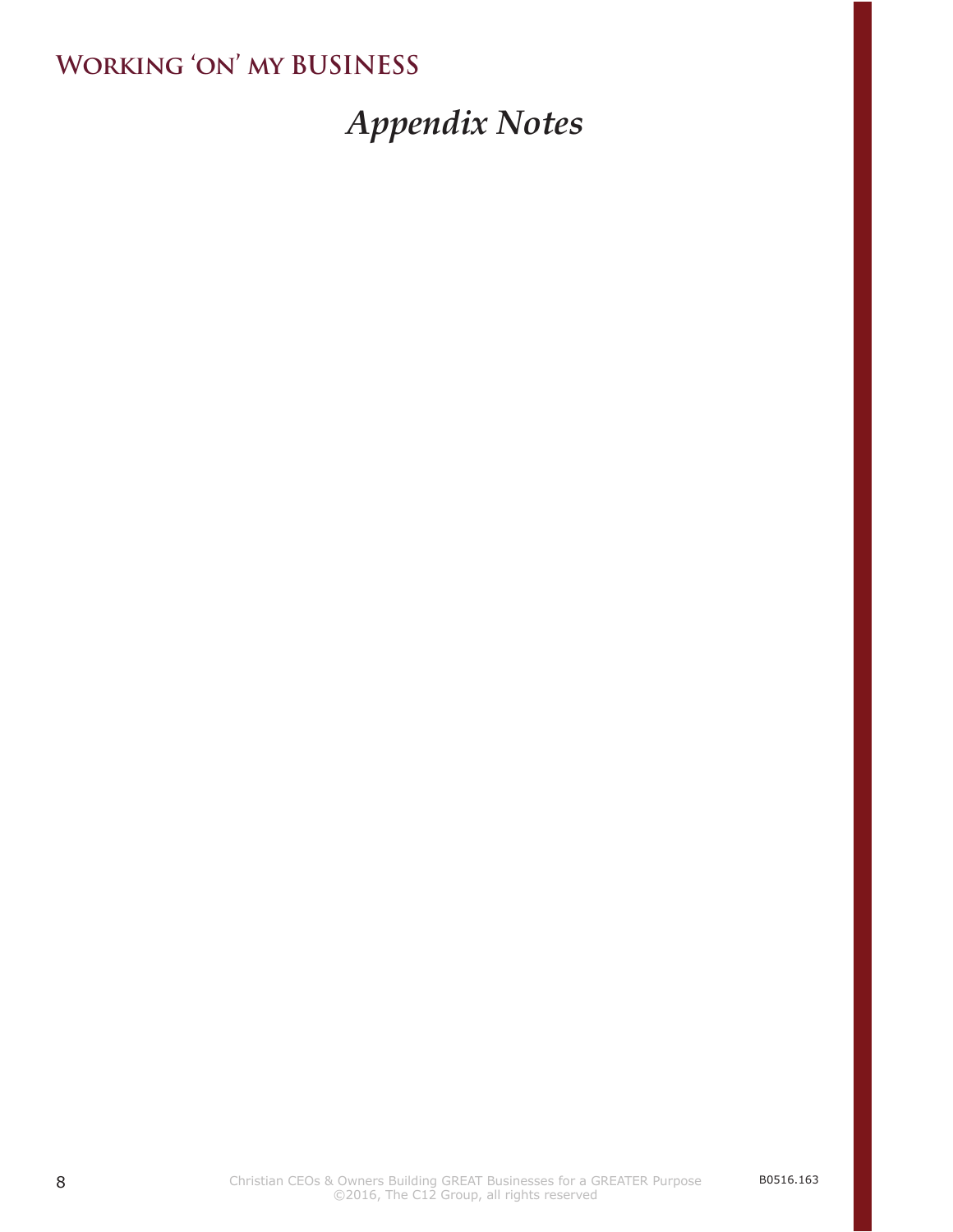# *Appendix Notes*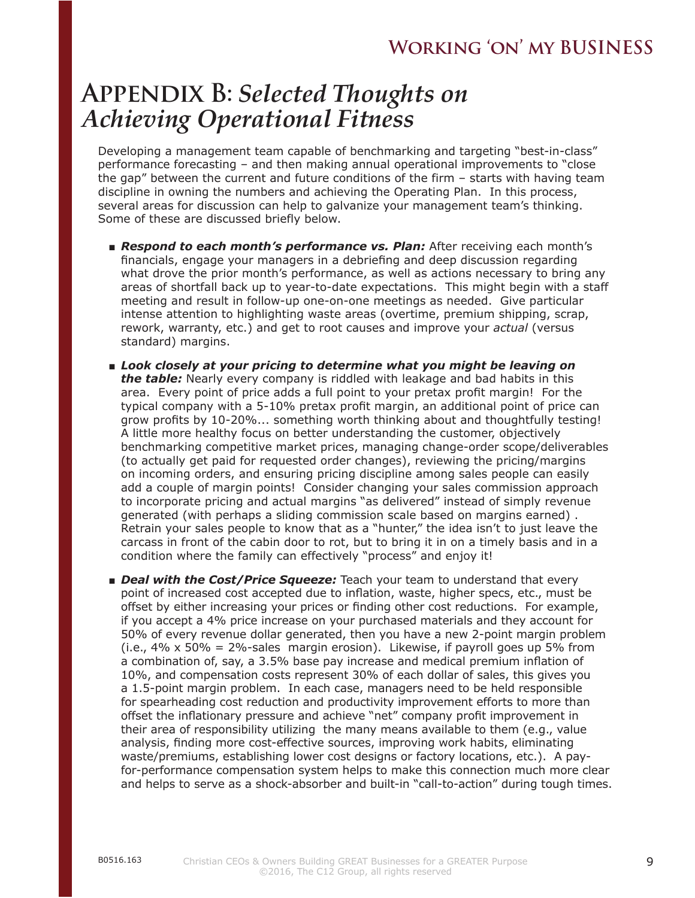# APPENDIX B: *Selected Thoughts on Achieving Operational Fitness*

Developing a management team capable of benchmarking and targeting "best-in-class" performance forecasting – and then making annual operational improvements to "close the gap" between the current and future conditions of the firm – starts with having team discipline in owning the numbers and achieving the Operating Plan. In this process, several areas for discussion can help to galvanize your management team's thinking. Some of these are discussed briefly below.

- ***Respond to each month's performance vs. Plan:*** After receiving each month's financials, engage your managers in a debriefing and deep discussion regarding what drove the prior month's performance, as well as actions necessary to bring any areas of shortfall back up to year-to-date expectations. This might begin with a staff meeting and result in follow-up one-on-one meetings as needed. Give particular intense attention to highlighting waste areas (overtime, premium shipping, scrap, rework, warranty, etc.) and get to root causes and improve your *actual* (versus standard) margins.

- ***Look closely at your pricing to determine what you might be leaving on the table:*** Nearly every company is riddled with leakage and bad habits in this area. Every point of price adds a full point to your pretax profit margin! For the typical company with a 5-10% pretax profit margin, an additional point of price can grow profits by 10-20%... something worth thinking about and thoughtfully testing! A little more healthy focus on better understanding the customer, objectively benchmarking competitive market prices, managing change-order scope/deliverables (to actually get paid for requested order changes), reviewing the pricing/margins on incoming orders, and ensuring pricing discipline among sales people can easily add a couple of margin points! Consider changing your sales commission approach to incorporate pricing and actual margins "as delivered" instead of simply revenue generated (with perhaps a sliding commission scale based on margins earned) . Retrain your sales people to know that as a "hunter," the idea isn't to just leave the carcass in front of the cabin door to rot, but to bring it in on a timely basis and in a condition where the family can effectively "process" and enjoy it!

- ***Deal with the Cost/Price Squeeze:*** Teach your team to understand that every point of increased cost accepted due to inflation, waste, higher specs, etc., must be offset by either increasing your prices or finding other cost reductions. For example, if you accept a 4% price increase on your purchased materials and they account for 50% of every revenue dollar generated, then you have a new 2-point margin problem (i.e., 4% x 50% = 2%-sales margin erosion). Likewise, if payroll goes up 5% from a combination of, say, a 3.5% base pay increase and medical premium inflation of 10%, and compensation costs represent 30% of each dollar of sales, this gives you a 1.5-point margin problem. In each case, managers need to be held responsible for spearheading cost reduction and productivity improvement efforts to more than offset the inflationary pressure and achieve "net" company profit improvement in their area of responsibility utilizing the many means available to them (e.g., value analysis, finding more cost-effective sources, improving work habits, eliminating waste/premiums, establishing lower cost designs or factory locations, etc.). A pay-for-performance compensation system helps to make this connection much more clear and helps to serve as a shock-absorber and built-in "call-to-action" during tough times.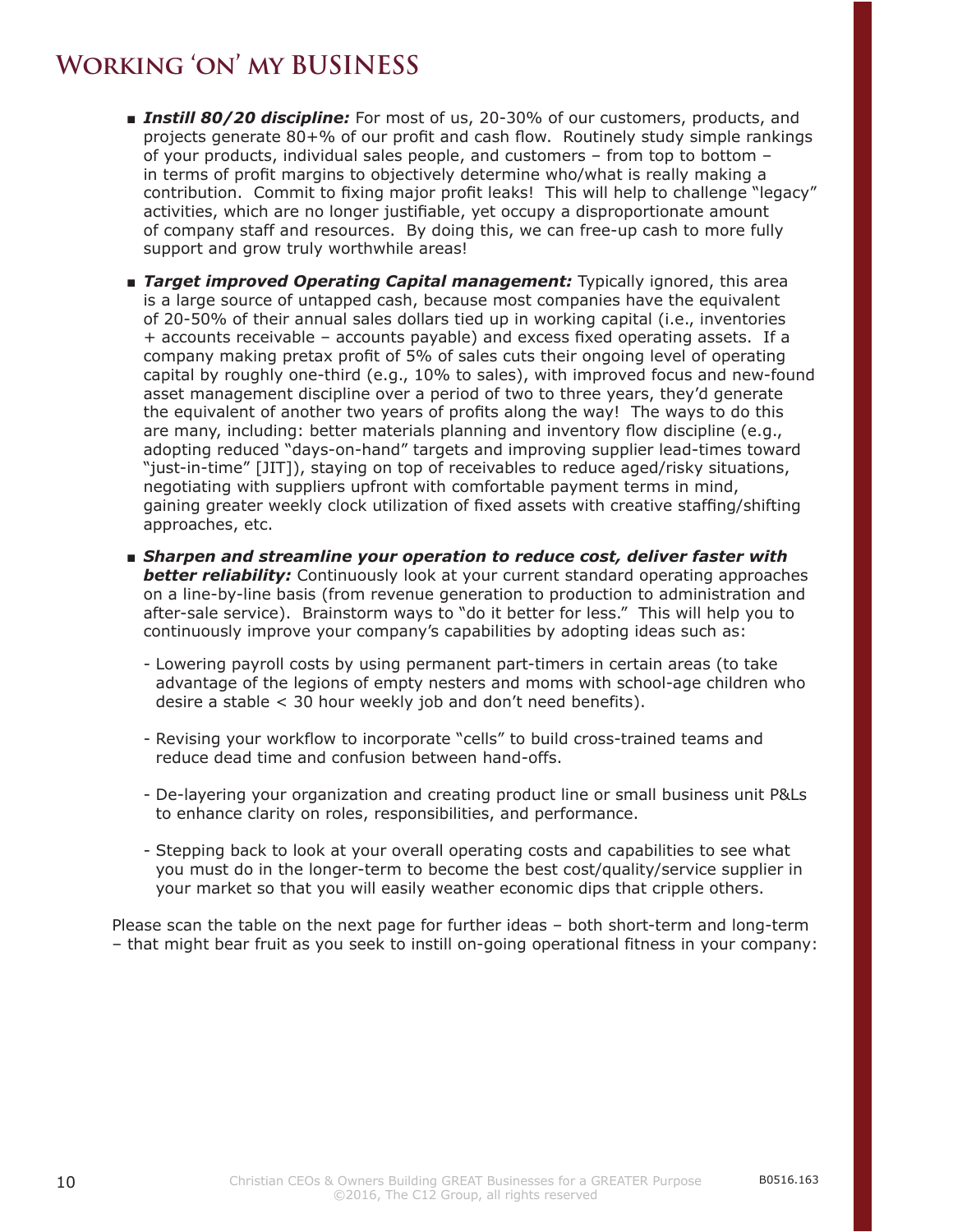# Working 'on' my BUSINESS

- ***Instill 80/20 discipline:*** For most of us, 20-30% of our customers, products, and projects generate 80+% of our profit and cash flow. Routinely study simple rankings of your products, individual sales people, and customers – from top to bottom – in terms of profit margins to objectively determine who/what is really making a contribution. Commit to fixing major profit leaks! This will help to challenge "legacy" activities, which are no longer justifiable, yet occupy a disproportionate amount of company staff and resources. By doing this, we can free-up cash to more fully support and grow truly worthwhile areas!

- ***Target improved Operating Capital management:*** Typically ignored, this area is a large source of untapped cash, because most companies have the equivalent of 20-50% of their annual sales dollars tied up in working capital (i.e., inventories + accounts receivable – accounts payable) and excess fixed operating assets. If a company making pretax profit of 5% of sales cuts their ongoing level of operating capital by roughly one-third (e.g., 10% to sales), with improved focus and new-found asset management discipline over a period of two to three years, they'd generate the equivalent of another two years of profits along the way! The ways to do this are many, including: better materials planning and inventory flow discipline (e.g., adopting reduced "days-on-hand" targets and improving supplier lead-times toward "just-in-time" [JIT]), staying on top of receivables to reduce aged/risky situations, negotiating with suppliers upfront with comfortable payment terms in mind, gaining greater weekly clock utilization of fixed assets with creative staffing/shifting approaches, etc.

- ***Sharpen and streamline your operation to reduce cost, deliver faster with better reliability:*** Continuously look at your current standard operating approaches on a line-by-line basis (from revenue generation to production to administration and after-sale service). Brainstorm ways to "do it better for less." This will help you to continuously improve your company's capabilities by adopting ideas such as:

  - Lowering payroll costs by using permanent part-timers in certain areas (to take advantage of the legions of empty nesters and moms with school-age children who desire a stable < 30 hour weekly job and don't need benefits).

  - Revising your workflow to incorporate "cells" to build cross-trained teams and reduce dead time and confusion between hand-offs.

  - De-layering your organization and creating product line or small business unit P&Ls to enhance clarity on roles, responsibilities, and performance.

  - Stepping back to look at your overall operating costs and capabilities to see what you must do in the longer-term to become the best cost/quality/service supplier in your market so that you will easily weather economic dips that cripple others.

Please scan the table on the next page for further ideas – both short-term and long-term – that might bear fruit as you seek to instill on-going operational fitness in your company: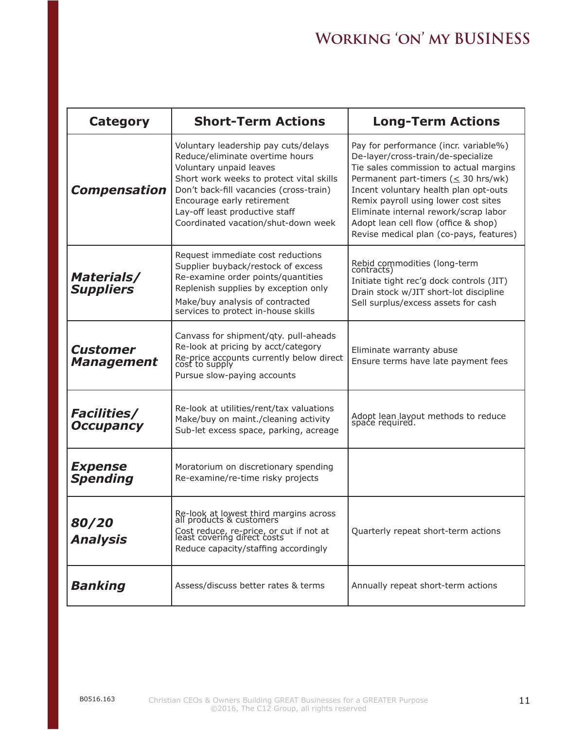# Working 'on' my BUSINESS

| Category | Short-Term Actions | Long-Term Actions |
|---|---|---|
| ***Compensation*** | Voluntary leadership pay cuts/delays<br>Reduce/eliminate overtime hours<br>Voluntary unpaid leaves<br>Short work weeks to protect vital skills<br>Don't back-fill vacancies (cross-train)<br>Encourage early retirement<br>Lay-off least productive staff<br>Coordinated vacation/shut-down week | Pay for performance (incr. variable%)<br>De-layer/cross-train/de-specialize<br>Tie sales commission to actual margins<br>Permanent part-timers ($\leq$ 30 hrs/wk)<br>Incent voluntary health plan opt-outs<br>Remix payroll using lower cost sites<br>Eliminate internal rework/scrap labor<br>Adopt lean cell flow (office & shop)<br>Revise medical plan (co-pays, features) |
| ***Materials/ Suppliers*** | Request immediate cost reductions<br>Supplier buyback/restock of excess<br>Re-examine order points/quantities<br>Replenish supplies by exception only<br>Make/buy analysis of contracted services to protect in-house skills | Rebid commodities (long-term contracts)<br>Initiate tight rec'g dock controls (JIT)<br>Drain stock w/JIT short-lot discipline<br>Sell surplus/excess assets for cash |
| ***Customer Management*** | Canvass for shipment/qty. pull-aheads<br>Re-look at pricing by acct/category<br>Re-price accounts currently below direct cost to supply<br>Pursue slow-paying accounts | Eliminate warranty abuse<br>Ensure terms have late payment fees |
| ***Facilities/ Occupancy*** | Re-look at utilities/rent/tax valuations<br>Make/buy on maint./cleaning activity<br>Sub-let excess space, parking, acreage | Adopt lean layout methods to reduce space required. |
| ***Expense Spending*** | Moratorium on discretionary spending<br>Re-examine/re-time risky projects | |
| ***80/20 Analysis*** | Re-look at lowest third margins across all products & customers<br>Cost reduce, re-price, or cut if not at least covering direct costs<br>Reduce capacity/staffing accordingly | Quarterly repeat short-term actions |
| ***Banking*** | Assess/discuss better rates & terms | Annually repeat short-term actions |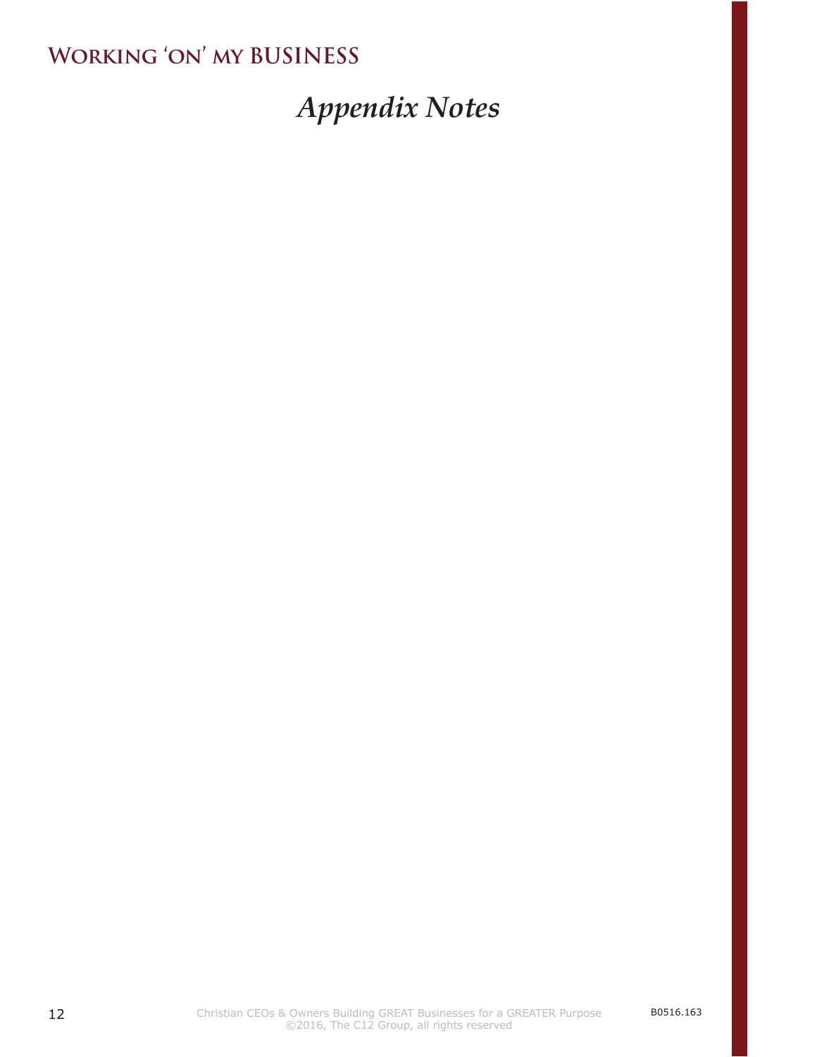# *Appendix Notes*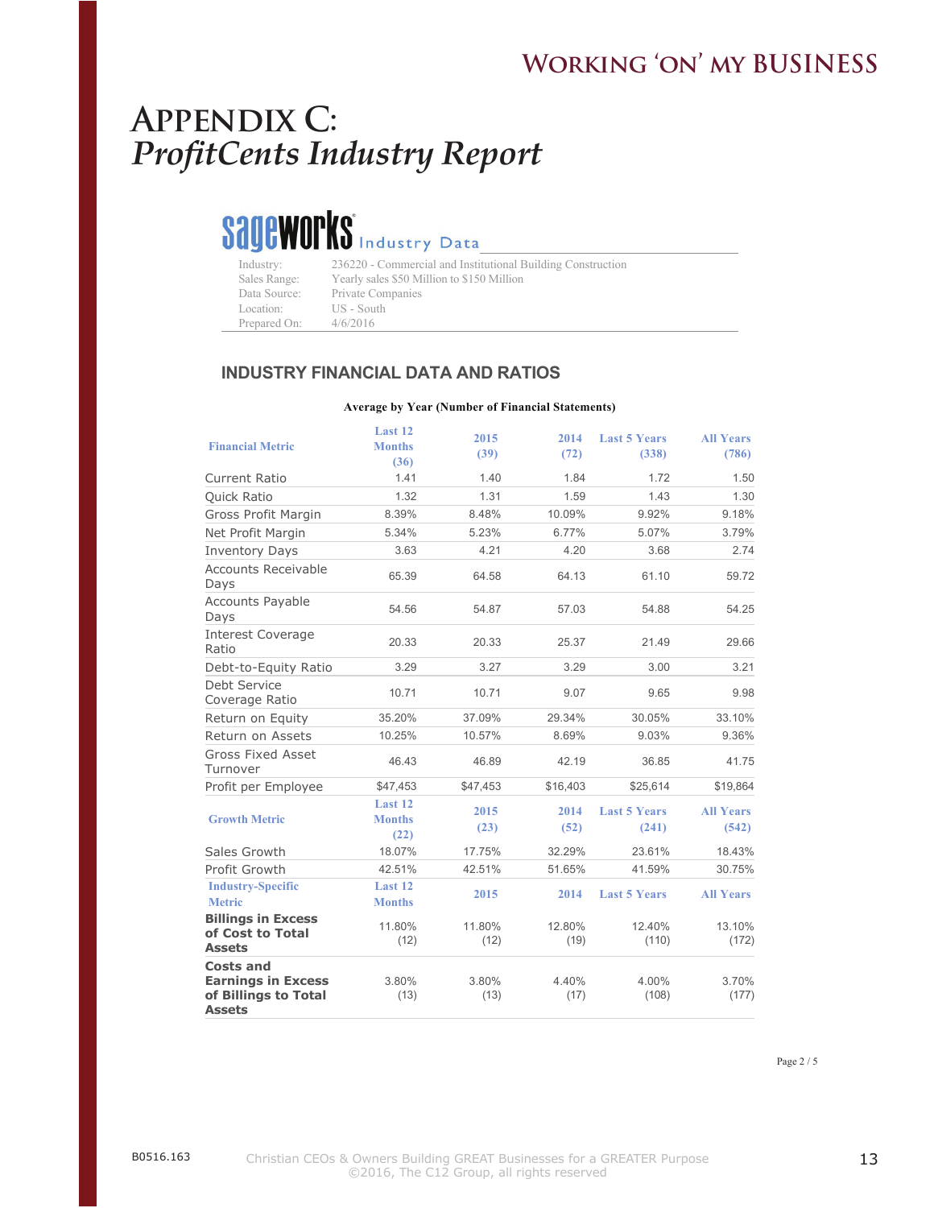# APPENDIX C:
## *ProfitCents Industry Report*

**sageworks** Industry Data

| | |
|---|---|
| Industry: | 236220 - Commercial and Institutional Building Construction |
| Sales Range: | Yearly sales $50 Million to $150 Million |
| Data Source: | Private Companies |
| Location: | US - South |
| Prepared On: | 4/6/2016 |

### INDUSTRY FINANCIAL DATA AND RATIOS

**Average by Year (Number of Financial Statements)**

| Financial Metric | Last 12 Months (36) | 2015 (39) | 2014 (72) | Last 5 Years (338) | All Years (786) |
|---|---|---|---|---|---|
| Current Ratio | 1.41 | 1.40 | 1.84 | 1.72 | 1.50 |
| Quick Ratio | 1.32 | 1.31 | 1.59 | 1.43 | 1.30 |
| Gross Profit Margin | 8.39% | 8.48% | 10.09% | 9.92% | 9.18% |
| Net Profit Margin | 5.34% | 5.23% | 6.77% | 5.07% | 3.79% |
| Inventory Days | 3.63 | 4.21 | 4.20 | 3.68 | 2.74 |
| Accounts Receivable Days | 65.39 | 64.58 | 64.13 | 61.10 | 59.72 |
| Accounts Payable Days | 54.56 | 54.87 | 57.03 | 54.88 | 54.25 |
| Interest Coverage Ratio | 20.33 | 20.33 | 25.37 | 21.49 | 29.66 |
| Debt-to-Equity Ratio | 3.29 | 3.27 | 3.29 | 3.00 | 3.21 |
| Debt Service Coverage Ratio | 10.71 | 10.71 | 9.07 | 9.65 | 9.98 |
| Return on Equity | 35.20% | 37.09% | 29.34% | 30.05% | 33.10% |
| Return on Assets | 10.25% | 10.57% | 8.69% | 9.03% | 9.36% |
| Gross Fixed Asset Turnover | 46.43 | 46.89 | 42.19 | 36.85 | 41.75 |
| Profit per Employee | $47,453 | $47,453 | $16,403 | $25,614 | $19,864 |
| **Growth Metric** | **Last 12 Months (22)** | **2015 (23)** | **2014 (52)** | **Last 5 Years (241)** | **All Years (542)** |
| Sales Growth | 18.07% | 17.75% | 32.29% | 23.61% | 18.43% |
| Profit Growth | 42.51% | 42.51% | 51.65% | 41.59% | 30.75% |
| **Industry-Specific Metric** | **Last 12 Months** | **2015** | **2014** | **Last 5 Years** | **All Years** |
| **Billings in Excess of Cost to Total Assets** | 11.80% (12) | 11.80% (12) | 12.80% (19) | 12.40% (110) | 13.10% (172) |
| **Costs and Earnings in Excess of Billings to Total Assets** | 3.80% (13) | 3.80% (13) | 4.40% (17) | 4.00% (108) | 3.70% (177) |

Page 2 / 5

B0516.163

Christian CEOs & Owners Building GREAT Businesses for a GREATER Purpose
©2016, The C12 Group, all rights reserved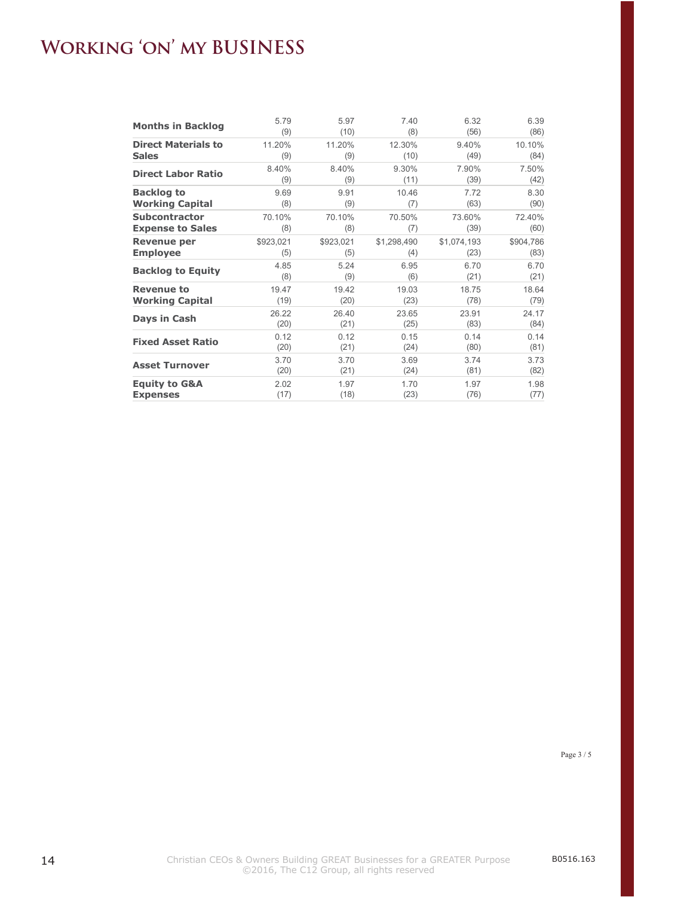# Working 'on' my BUSINESS

| | | | | | |
|---|---|---|---|---|---|
| **Months in Backlog** | 5.79<br>(9) | 5.97<br>(10) | 7.40<br>(8) | 6.32<br>(56) | 6.39<br>(86) |
| **Direct Materials to Sales** | 11.20%<br>(9) | 11.20%<br>(9) | 12.30%<br>(10) | 9.40%<br>(49) | 10.10%<br>(84) |
| **Direct Labor Ratio** | 8.40%<br>(9) | 8.40%<br>(9) | 9.30%<br>(11) | 7.90%<br>(39) | 7.50%<br>(42) |
| **Backlog to Working Capital** | 9.69<br>(8) | 9.91<br>(9) | 10.46<br>(7) | 7.72<br>(63) | 8.30<br>(90) |
| **Subcontractor Expense to Sales** | 70.10%<br>(8) | 70.10%<br>(8) | 70.50%<br>(7) | 73.60%<br>(39) | 72.40%<br>(60) |
| **Revenue per Employee** | $923,021<br>(5) | $923,021<br>(5) | $1,298,490<br>(4) | $1,074,193<br>(23) | $904,786<br>(83) |
| **Backlog to Equity** | 4.85<br>(8) | 5.24<br>(9) | 6.95<br>(6) | 6.70<br>(21) | 6.70<br>(21) |
| **Revenue to Working Capital** | 19.47<br>(19) | 19.42<br>(20) | 19.03<br>(23) | 18.75<br>(78) | 18.64<br>(79) |
| **Days in Cash** | 26.22<br>(20) | 26.40<br>(21) | 23.65<br>(25) | 23.91<br>(83) | 24.17<br>(84) |
| **Fixed Asset Ratio** | 0.12<br>(20) | 0.12<br>(21) | 0.15<br>(24) | 0.14<br>(80) | 0.14<br>(81) |
| **Asset Turnover** | 3.70<br>(20) | 3.70<br>(21) | 3.69<br>(24) | 3.74<br>(81) | 3.73<br>(82) |
| **Equity to G&A Expenses** | 2.02<br>(17) | 1.97<br>(18) | 1.70<br>(23) | 1.97<br>(76) | 1.98<br>(77) |

Christian CEOs & Owners Building GREAT Businesses for a GREATER Purpose
©2016, The C12 Group, all rights reserved

B0516.163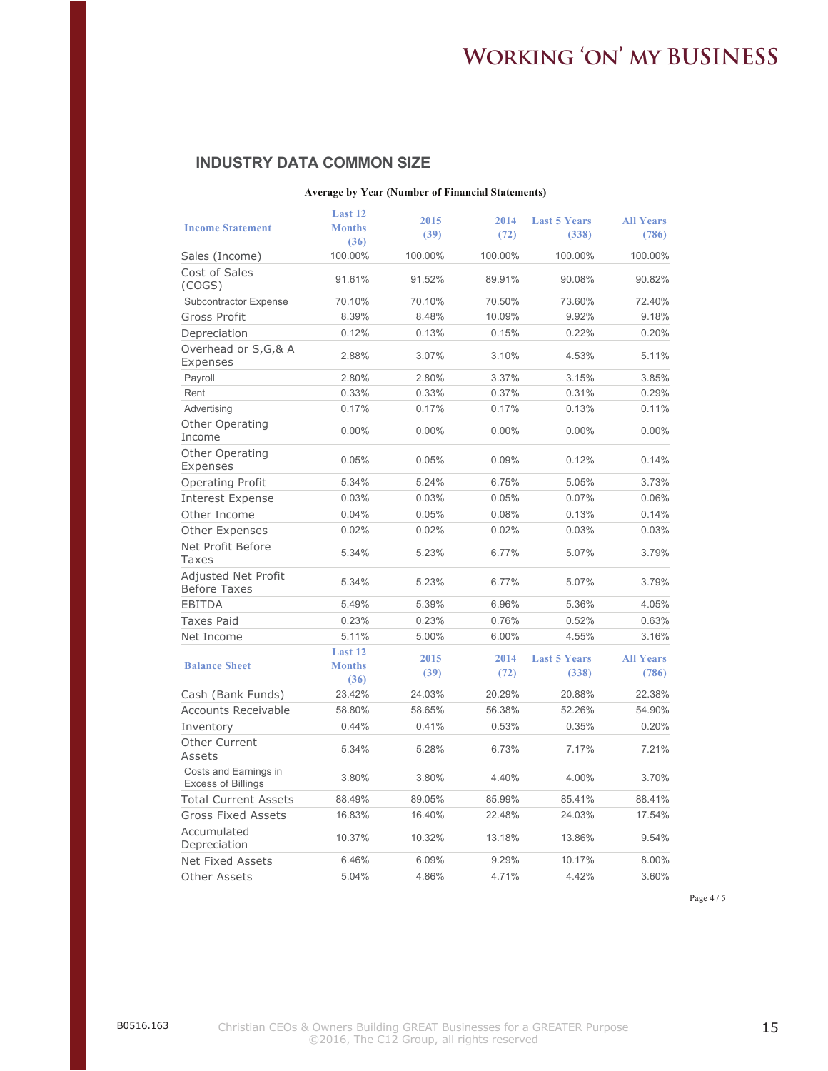## INDUSTRY DATA COMMON SIZE

**Average by Year (Number of Financial Statements)**

| Income Statement | Last 12 Months (36) | 2015 (39) | 2014 (72) | Last 5 Years (338) | All Years (786) |
|---|---|---|---|---|---|
| Sales (Income) | 100.00% | 100.00% | 100.00% | 100.00% | 100.00% |
| Cost of Sales (COGS) | 91.61% | 91.52% | 89.91% | 90.08% | 90.82% |
| Subcontractor Expense | 70.10% | 70.10% | 70.50% | 73.60% | 72.40% |
| Gross Profit | 8.39% | 8.48% | 10.09% | 9.92% | 9.18% |
| Depreciation | 0.12% | 0.13% | 0.15% | 0.22% | 0.20% |
| Overhead or S,G,& A Expenses | 2.88% | 3.07% | 3.10% | 4.53% | 5.11% |
| Payroll | 2.80% | 2.80% | 3.37% | 3.15% | 3.85% |
| Rent | 0.33% | 0.33% | 0.37% | 0.31% | 0.29% |
| Advertising | 0.17% | 0.17% | 0.17% | 0.13% | 0.11% |
| Other Operating Income | 0.00% | 0.00% | 0.00% | 0.00% | 0.00% |
| Other Operating Expenses | 0.05% | 0.05% | 0.09% | 0.12% | 0.14% |
| Operating Profit | 5.34% | 5.24% | 6.75% | 5.05% | 3.73% |
| Interest Expense | 0.03% | 0.03% | 0.05% | 0.07% | 0.06% |
| Other Income | 0.04% | 0.05% | 0.08% | 0.13% | 0.14% |
| Other Expenses | 0.02% | 0.02% | 0.02% | 0.03% | 0.03% |
| Net Profit Before Taxes | 5.34% | 5.23% | 6.77% | 5.07% | 3.79% |
| Adjusted Net Profit Before Taxes | 5.34% | 5.23% | 6.77% | 5.07% | 3.79% |
| EBITDA | 5.49% | 5.39% | 6.96% | 5.36% | 4.05% |
| Taxes Paid | 0.23% | 0.23% | 0.76% | 0.52% | 0.63% |
| Net Income | 5.11% | 5.00% | 6.00% | 4.55% | 3.16% |
| **Balance Sheet** | **Last 12 Months (36)** | **2015 (39)** | **2014 (72)** | **Last 5 Years (338)** | **All Years (786)** |
| Cash (Bank Funds) | 23.42% | 24.03% | 20.29% | 20.88% | 22.38% |
| Accounts Receivable | 58.80% | 58.65% | 56.38% | 52.26% | 54.90% |
| Inventory | 0.44% | 0.41% | 0.53% | 0.35% | 0.20% |
| Other Current Assets | 5.34% | 5.28% | 6.73% | 7.17% | 7.21% |
| Costs and Earnings in Excess of Billings | 3.80% | 3.80% | 4.40% | 4.00% | 3.70% |
| Total Current Assets | 88.49% | 89.05% | 85.99% | 85.41% | 88.41% |
| Gross Fixed Assets | 16.83% | 16.40% | 22.48% | 24.03% | 17.54% |
| Accumulated Depreciation | 10.37% | 10.32% | 13.18% | 13.86% | 9.54% |
| Net Fixed Assets | 6.46% | 6.09% | 9.29% | 10.17% | 8.00% |
| Other Assets | 5.04% | 4.86% | 4.71% | 4.42% | 3.60% |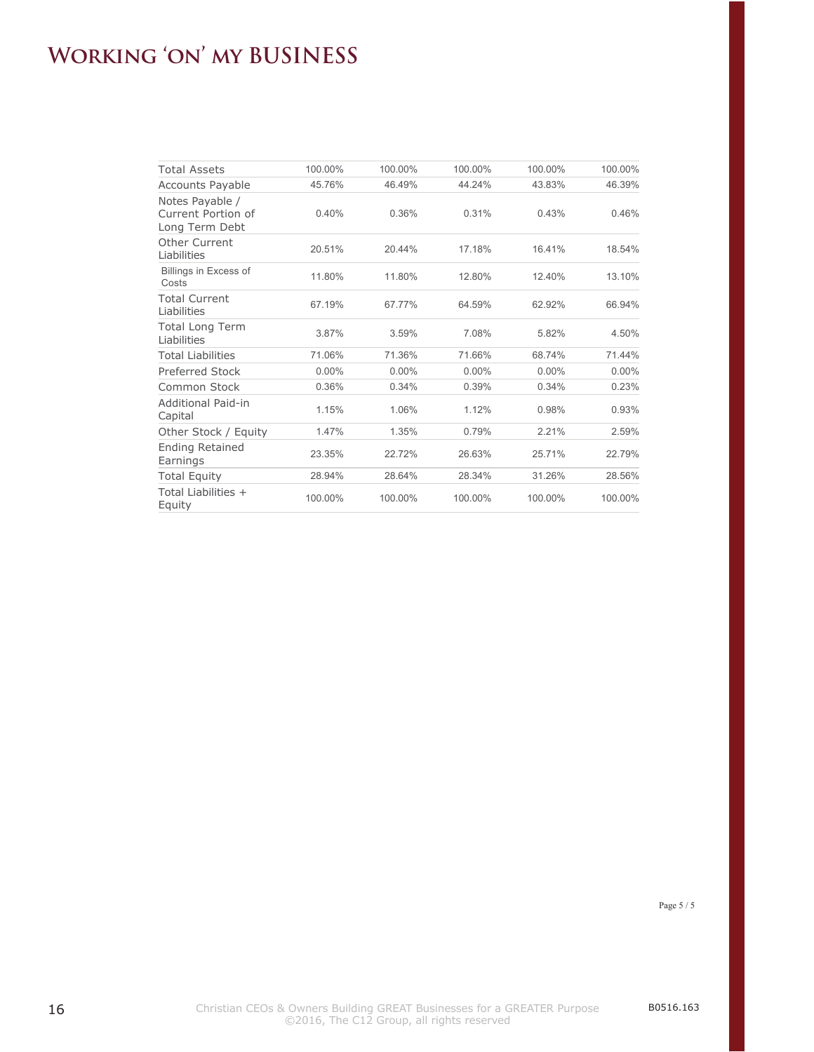# Working 'on' my BUSINESS

| | | | | | |
|---|---|---|---|---|---|
| Total Assets | 100.00% | 100.00% | 100.00% | 100.00% | 100.00% |
| Accounts Payable | 45.76% | 46.49% | 44.24% | 43.83% | 46.39% |
| Notes Payable / Current Portion of Long Term Debt | 0.40% | 0.36% | 0.31% | 0.43% | 0.46% |
| Other Current Liabilities | 20.51% | 20.44% | 17.18% | 16.41% | 18.54% |
| Billings in Excess of Costs | 11.80% | 11.80% | 12.80% | 12.40% | 13.10% |
| Total Current Liabilities | 67.19% | 67.77% | 64.59% | 62.92% | 66.94% |
| Total Long Term Liabilities | 3.87% | 3.59% | 7.08% | 5.82% | 4.50% |
| Total Liabilities | 71.06% | 71.36% | 71.66% | 68.74% | 71.44% |
| Preferred Stock | 0.00% | 0.00% | 0.00% | 0.00% | 0.00% |
| Common Stock | 0.36% | 0.34% | 0.39% | 0.34% | 0.23% |
| Additional Paid-in Capital | 1.15% | 1.06% | 1.12% | 0.98% | 0.93% |
| Other Stock / Equity | 1.47% | 1.35% | 0.79% | 2.21% | 2.59% |
| Ending Retained Earnings | 23.35% | 22.72% | 26.63% | 25.71% | 22.79% |
| Total Equity | 28.94% | 28.64% | 28.34% | 31.26% | 28.56% |
| Total Liabilities + Equity | 100.00% | 100.00% | 100.00% | 100.00% | 100.00% |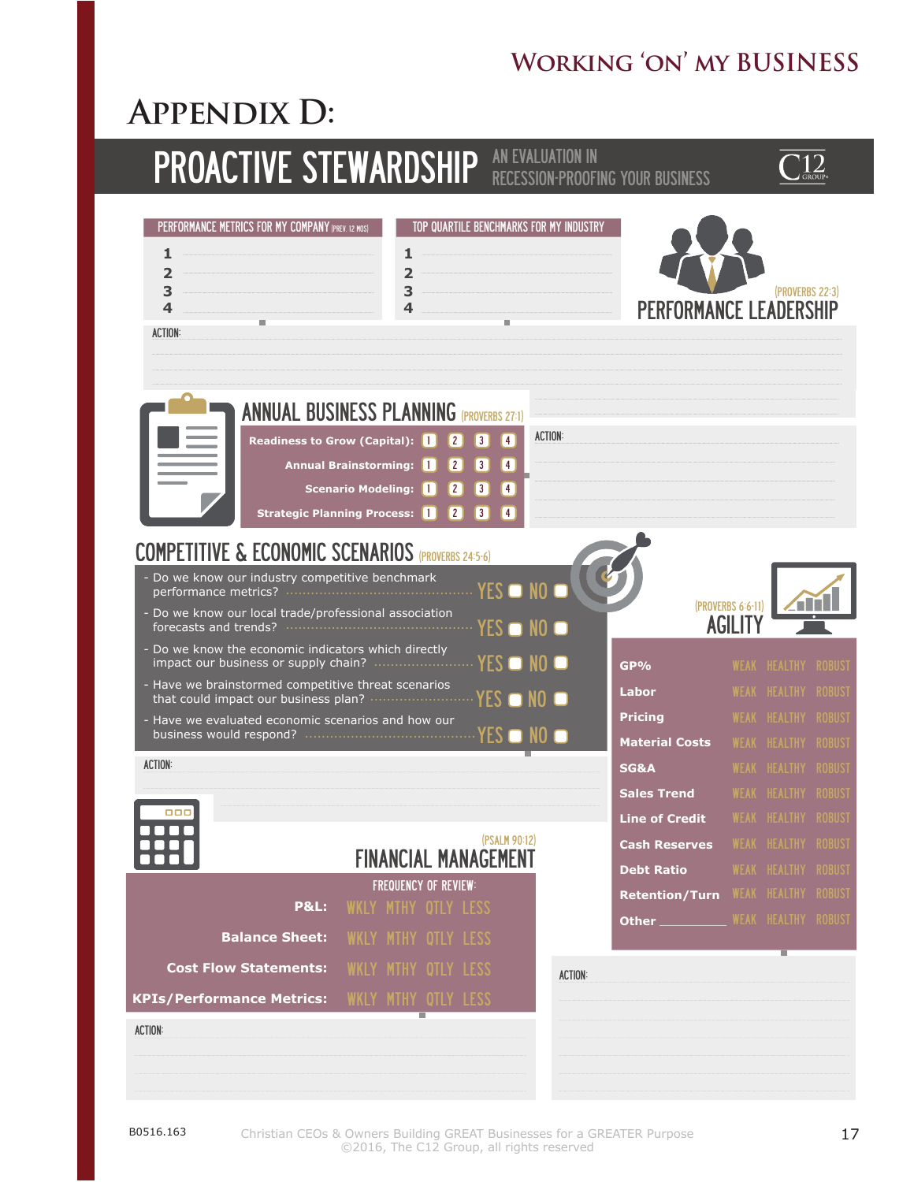## APPENDIX D:

# PROACTIVE STEWARDSHIP

AN EVALUATION IN RECESSION-PROOFING YOUR BUSINESS

C12 GROUP

## PERFORMANCE LEADERSHIP

(PROVERBS 22:3)

| PERFORMANCE METRICS FOR MY COMPANY (PREV. 12 MOS) | TOP QUARTILE BENCHMARKS FOR MY INDUSTRY |
| --- | --- |
| 1 | 1 |
| 2 | 2 |
| 3 | 3 |
| 4 | 4 |

ACTION:

## ANNUAL BUSINESS PLANNING (PROVERBS 27:1)

| | | | | |
| --- | --- | --- | --- | --- |
| **Readiness to Grow (Capital):** | 1 | 2 | 3 | 4 |
| **Annual Brainstorming:** | 1 | 2 | 3 | 4 |
| **Scenario Modeling:** | 1 | 2 | 3 | 4 |
| **Strategic Planning Process:** | 1 | 2 | 3 | 4 |

ACTION:

## COMPETITIVE & ECONOMIC SCENARIOS (PROVERBS 24:5-6)

- Do we know our industry competitive benchmark performance metrics? ........ YES ☐ NO ☐
- Do we know our local trade/professional association forecasts and trends? ........ YES ☐ NO ☐
- Do we know the economic indicators which directly impact our business or supply chain? ........ YES ☐ NO ☐
- Have we brainstormed competitive threat scenarios that could impact our business plan? ........ YES ☐ NO ☐
- Have we evaluated economic scenarios and how our business would respond? ........ YES ☐ NO ☐

ACTION:

## AGILITY

(PROVERBS 6:6-11)

| | | | |
| --- | --- | --- | --- |
| **GP%** | WEAK | HEALTHY | ROBUST |
| **Labor** | WEAK | HEALTHY | ROBUST |
| **Pricing** | WEAK | HEALTHY | ROBUST |
| **Material Costs** | WEAK | HEALTHY | ROBUST |
| **SG&A** | WEAK | HEALTHY | ROBUST |
| **Sales Trend** | WEAK | HEALTHY | ROBUST |
| **Line of Credit** | WEAK | HEALTHY | ROBUST |
| **Cash Reserves** | WEAK | HEALTHY | ROBUST |
| **Debt Ratio** | WEAK | HEALTHY | ROBUST |
| **Retention/Turn** | WEAK | HEALTHY | ROBUST |
| **Other** ________ | WEAK | HEALTHY | ROBUST |

ACTION:

## FINANCIAL MANAGEMENT

(PSALM 90:12)

FREQUENCY OF REVIEW:

| | | | | |
| --- | --- | --- | --- | --- |
| **P&L:** | WKLY | MTHY | QTLY | LESS |
| **Balance Sheet:** | WKLY | MTHY | QTLY | LESS |
| **Cost Flow Statements:** | WKLY | MTHY | QTLY | LESS |
| **KPIs/Performance Metrics:** | WKLY | MTHY | QTLY | LESS |

ACTION:

B0516.163

Christian CEOs & Owners Building GREAT Businesses for a GREATER Purpose
©2016, The C12 Group, all rights reserved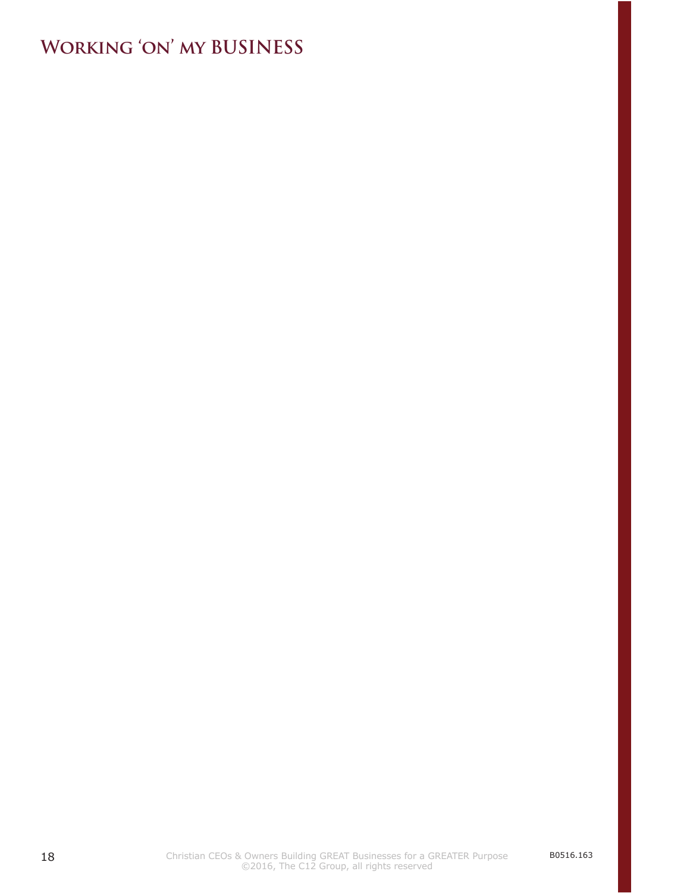# Working 'on' my BUSINESS